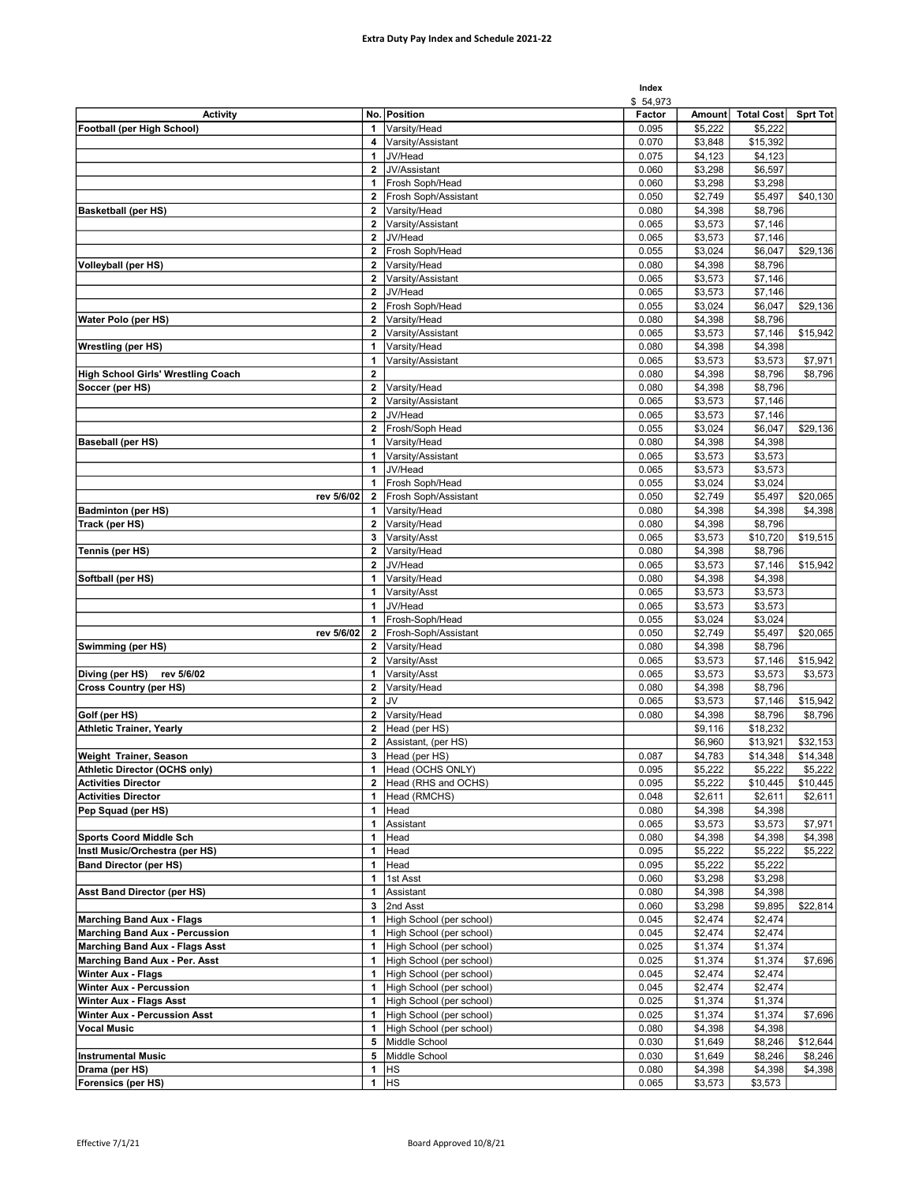# Extra Duty Pay Index and Schedule 2021-22

| Activity | No. | Position | Index<br>$ 54,973<br>Factor | Amount | Total Cost | Sprt Tot |
|---|---|---|---|---|---|---|
| **Football (per High School)** | 1 | Varsity/Head | 0.095 | $5,222 | $5,222 | |
| | 4 | Varsity/Assistant | 0.070 | $3,848 | $15,392 | |
| | 1 | JV/Head | 0.075 | $4,123 | $4,123 | |
| | 2 | JV/Assistant | 0.060 | $3,298 | $6,597 | |
| | 1 | Frosh Soph/Head | 0.060 | $3,298 | $3,298 | |
| | 2 | Frosh Soph/Assistant | 0.050 | $2,749 | $5,497 | $40,130 |
| **Basketball (per HS)** | 2 | Varsity/Head | 0.080 | $4,398 | $8,796 | |
| | 2 | Varsity/Assistant | 0.065 | $3,573 | $7,146 | |
| | 2 | JV/Head | 0.065 | $3,573 | $7,146 | |
| | 2 | Frosh Soph/Head | 0.055 | $3,024 | $6,047 | $29,136 |
| **Volleyball (per HS)** | 2 | Varsity/Head | 0.080 | $4,398 | $8,796 | |
| | 2 | Varsity/Assistant | 0.065 | $3,573 | $7,146 | |
| | 2 | JV/Head | 0.065 | $3,573 | $7,146 | |
| | 2 | Frosh Soph/Head | 0.055 | $3,024 | $6,047 | $29,136 |
| **Water Polo (per HS)** | 2 | Varsity/Head | 0.080 | $4,398 | $8,796 | |
| | 2 | Varsity/Assistant | 0.065 | $3,573 | $7,146 | $15,942 |
| **Wrestling (per HS)** | 1 | Varsity/Head | 0.080 | $4,398 | $4,398 | |
| | 1 | Varsity/Assistant | 0.065 | $3,573 | $3,573 | $7,971 |
| **High School Girls' Wrestling Coach** | 2 | | 0.080 | $4,398 | $8,796 | $8,796 |
| **Soccer (per HS)** | 2 | Varsity/Head | 0.080 | $4,398 | $8,796 | |
| | 2 | Varsity/Assistant | 0.065 | $3,573 | $7,146 | |
| | 2 | JV/Head | 0.065 | $3,573 | $7,146 | |
| | 2 | Frosh/Soph Head | 0.055 | $3,024 | $6,047 | $29,136 |
| **Baseball (per HS)** | 1 | Varsity/Head | 0.080 | $4,398 | $4,398 | |
| | 1 | Varsity/Assistant | 0.065 | $3,573 | $3,573 | |
| | 1 | JV/Head | 0.065 | $3,573 | $3,573 | |
| | 1 | Frosh Soph/Head | 0.055 | $3,024 | $3,024 | |
| rev 5/6/02 | 2 | Frosh Soph/Assistant | 0.050 | $2,749 | $5,497 | $20,065 |
| **Badminton (per HS)** | 1 | Varsity/Head | 0.080 | $4,398 | $4,398 | $4,398 |
| **Track (per HS)** | 2 | Varsity/Head | 0.080 | $4,398 | $8,796 | |
| | 3 | Varsity/Asst | 0.065 | $3,573 | $10,720 | $19,515 |
| **Tennis (per HS)** | 2 | Varsity/Head | 0.080 | $4,398 | $8,796 | |
| | 2 | JV/Head | 0.065 | $3,573 | $7,146 | $15,942 |
| **Softball (per HS)** | 1 | Varsity/Head | 0.080 | $4,398 | $4,398 | |
| | 1 | Varsity/Asst | 0.065 | $3,573 | $3,573 | |
| | 1 | JV/Head | 0.065 | $3,573 | $3,573 | |
| | 1 | Frosh-Soph/Head | 0.055 | $3,024 | $3,024 | |
| rev 5/6/02 | 2 | Frosh-Soph/Assistant | 0.050 | $2,749 | $5,497 | $20,065 |
| **Swimming (per HS)** | 2 | Varsity/Head | 0.080 | $4,398 | $8,796 | |
| | 2 | Varsity/Asst | 0.065 | $3,573 | $7,146 | $15,942 |
| **Diving (per HS) rev 5/6/02** | 1 | Varsity/Asst | 0.065 | $3,573 | $3,573 | $3,573 |
| **Cross Country (per HS)** | 2 | Varsity/Head | 0.080 | $4,398 | $8,796 | |
| | 2 | JV | 0.065 | $3,573 | $7,146 | $15,942 |
| **Golf (per HS)** | 2 | Varsity/Head | 0.080 | $4,398 | $8,796 | $8,796 |
| **Athletic Trainer, Yearly** | 2 | Head (per HS) | | $9,116 | $18,232 | |
| | 2 | Assistant, (per HS) | | $6,960 | $13,921 | $32,153 |
| **Weight Trainer, Season** | 3 | Head (per HS) | 0.087 | $4,783 | $14,348 | $14,348 |
| **Athletic Director (OCHS only)** | 1 | Head (OCHS ONLY) | 0.095 | $5,222 | $5,222 | $5,222 |
| **Activities Director** | 2 | Head (RHS and OCHS) | 0.095 | $5,222 | $10,445 | $10,445 |
| **Activities Director** | 1 | Head (RMCHS) | 0.048 | $2,611 | $2,611 | $2,611 |
| **Pep Squad (per HS)** | 1 | Head | 0.080 | $4,398 | $4,398 | |
| | 1 | Assistant | 0.065 | $3,573 | $3,573 | $7,971 |
| **Sports Coord Middle Sch** | 1 | Head | 0.080 | $4,398 | $4,398 | $4,398 |
| **Instl Music/Orchestra (per HS)** | 1 | Head | 0.095 | $5,222 | $5,222 | $5,222 |
| **Band Director (per HS)** | 1 | Head | 0.095 | $5,222 | $5,222 | |
| | 1 | 1st Asst | 0.060 | $3,298 | $3,298 | |
| **Asst Band Director (per HS)** | 1 | Assistant | 0.080 | $4,398 | $4,398 | |
| | 3 | 2nd Asst | 0.060 | $3,298 | $9,895 | $22,814 |
| **Marching Band Aux - Flags** | 1 | High School (per school) | 0.045 | $2,474 | $2,474 | |
| **Marching Band Aux - Percussion** | 1 | High School (per school) | 0.045 | $2,474 | $2,474 | |
| **Marching Band Aux - Flags Asst** | 1 | High School (per school) | 0.025 | $1,374 | $1,374 | |
| **Marching Band Aux - Per. Asst** | 1 | High School (per school) | 0.025 | $1,374 | $1,374 | $7,696 |
| **Winter Aux - Flags** | 1 | High School (per school) | 0.045 | $2,474 | $2,474 | |
| **Winter Aux - Percussion** | 1 | High School (per school) | 0.045 | $2,474 | $2,474 | |
| **Winter Aux - Flags Asst** | 1 | High School (per school) | 0.025 | $1,374 | $1,374 | |
| **Winter Aux - Percussion Asst** | 1 | High School (per school) | 0.025 | $1,374 | $1,374 | $7,696 |
| **Vocal Music** | 1 | High School (per school) | 0.080 | $4,398 | $4,398 | |
| | 5 | Middle School | 0.030 | $1,649 | $8,246 | $12,644 |
| **Instrumental Music** | 5 | Middle School | 0.030 | $1,649 | $8,246 | $8,246 |
| **Drama (per HS)** | 1 | HS | 0.080 | $4,398 | $4,398 | $4,398 |
| **Forensics (per HS)** | 1 | HS | 0.065 | $3,573 | $3,573 | |

Effective 7/1/21 Board Approved 10/8/21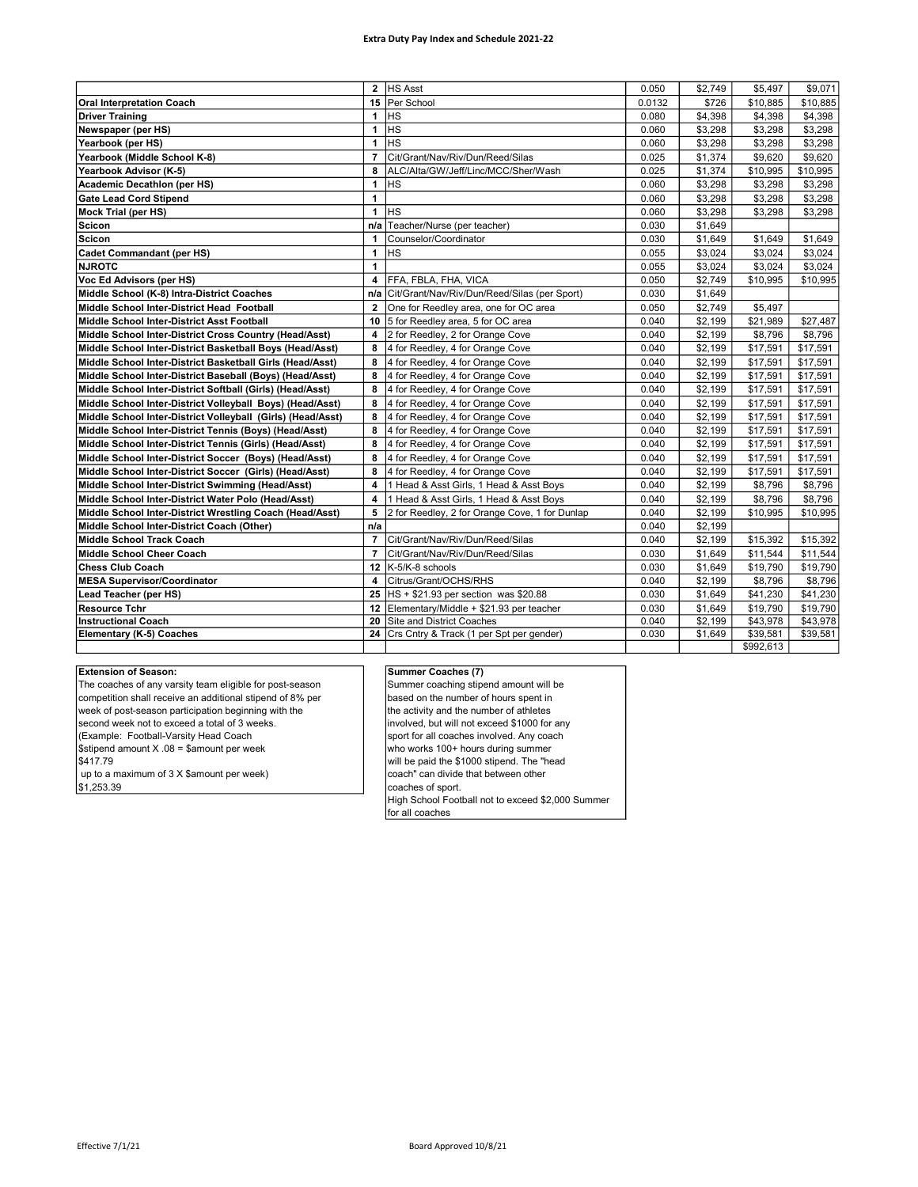**Extra Duty Pay Index and Schedule 2021-22**

| | | | | | | |
|---|---|---|---|---|---|---|
| | 2 | HS Asst | 0.050 | $2,749 | $5,497 | $9,071 |
| **Oral Interpretation Coach** | 15 | Per School | 0.0132 | $726 | $10,885 | $10,885 |
| **Driver Training** | 1 | HS | 0.080 | $4,398 | $4,398 | $4,398 |
| **Newspaper (per HS)** | 1 | HS | 0.060 | $3,298 | $3,298 | $3,298 |
| **Yearbook (per HS)** | 1 | HS | 0.060 | $3,298 | $3,298 | $3,298 |
| **Yearbook (Middle School K-8)** | 7 | Cit/Grant/Nav/Riv/Dun/Reed/Silas | 0.025 | $1,374 | $9,620 | $9,620 |
| **Yearbook Advisor (K-5)** | 8 | ALC/Alta/GW/Jeff/Linc/MCC/Sher/Wash | 0.025 | $1,374 | $10,995 | $10,995 |
| **Academic Decathlon (per HS)** | 1 | HS | 0.060 | $3,298 | $3,298 | $3,298 |
| **Gate Lead Cord Stipend** | 1 | | 0.060 | $3,298 | $3,298 | $3,298 |
| **Mock Trial (per HS)** | 1 | HS | 0.060 | $3,298 | $3,298 | $3,298 |
| **Scicon** | n/a | Teacher/Nurse (per teacher) | 0.030 | $1,649 | | |
| **Scicon** | 1 | Counselor/Coordinator | 0.030 | $1,649 | $1,649 | $1,649 |
| **Cadet Commandant (per HS)** | 1 | HS | 0.055 | $3,024 | $3,024 | $3,024 |
| **NJROTC** | 1 | | 0.055 | $3,024 | $3,024 | $3,024 |
| **Voc Ed Advisors (per HS)** | 4 | FFA, FBLA, FHA, VICA | 0.050 | $2,749 | $10,995 | $10,995 |
| **Middle School (K-8) Intra-District Coaches** | n/a | Cit/Grant/Nav/Riv/Dun/Reed/Silas (per Sport) | 0.030 | $1,649 | | |
| **Middle School Inter-District Head Football** | 2 | One for Reedley area, one for OC area | 0.050 | $2,749 | $5,497 | |
| **Middle School Inter-District Asst Football** | 10 | 5 for Reedley area, 5 for OC area | 0.040 | $2,199 | $21,989 | $27,487 |
| **Middle School Inter-District Cross Country (Head/Asst)** | 4 | 2 for Reedley, 2 for Orange Cove | 0.040 | $2,199 | $8,796 | $8,796 |
| **Middle School Inter-District Basketball Boys (Head/Asst)** | 8 | 4 for Reedley, 4 for Orange Cove | 0.040 | $2,199 | $17,591 | $17,591 |
| **Middle School Inter-District Basketball Girls (Head/Asst)** | 8 | 4 for Reedley, 4 for Orange Cove | 0.040 | $2,199 | $17,591 | $17,591 |
| **Middle School Inter-District Baseball (Boys) (Head/Asst)** | 8 | 4 for Reedley, 4 for Orange Cove | 0.040 | $2,199 | $17,591 | $17,591 |
| **Middle School Inter-District Softball (Girls) (Head/Asst)** | 8 | 4 for Reedley, 4 for Orange Cove | 0.040 | $2,199 | $17,591 | $17,591 |
| **Middle School Inter-District Volleyball Boys) (Head/Asst)** | 8 | 4 for Reedley, 4 for Orange Cove | 0.040 | $2,199 | $17,591 | $17,591 |
| **Middle School Inter-District Volleyball (Girls) (Head/Asst)** | 8 | 4 for Reedley, 4 for Orange Cove | 0.040 | $2,199 | $17,591 | $17,591 |
| **Middle School Inter-District Tennis (Boys) (Head/Asst)** | 8 | 4 for Reedley, 4 for Orange Cove | 0.040 | $2,199 | $17,591 | $17,591 |
| **Middle School Inter-District Tennis (Girls) (Head/Asst)** | 8 | 4 for Reedley, 4 for Orange Cove | 0.040 | $2,199 | $17,591 | $17,591 |
| **Middle School Inter-District Soccer (Boys) (Head/Asst)** | 8 | 4 for Reedley, 4 for Orange Cove | 0.040 | $2,199 | $17,591 | $17,591 |
| **Middle School Inter-District Soccer (Girls) (Head/Asst)** | 8 | 4 for Reedley, 4 for Orange Cove | 0.040 | $2,199 | $17,591 | $17,591 |
| **Middle School Inter-District Swimming (Head/Asst)** | 4 | 1 Head & Asst Girls, 1 Head & Asst Boys | 0.040 | $2,199 | $8,796 | $8,796 |
| **Middle School Inter-District Water Polo (Head/Asst)** | 4 | 1 Head & Asst Girls, 1 Head & Asst Boys | 0.040 | $2,199 | $8,796 | $8,796 |
| **Middle School Inter-District Wrestling Coach (Head/Asst)** | 5 | 2 for Reedley, 2 for Orange Cove, 1 for Dunlap | 0.040 | $2,199 | $10,995 | $10,995 |
| **Middle School Inter-District Coach (Other)** | n/a | | 0.040 | $2,199 | | |
| **Middle School Track Coach** | 7 | Cit/Grant/Nav/Riv/Dun/Reed/Silas | 0.040 | $2,199 | $15,392 | $15,392 |
| **Middle School Cheer Coach** | 7 | Cit/Grant/Nav/Riv/Dun/Reed/Silas | 0.030 | $1,649 | $11,544 | $11,544 |
| **Chess Club Coach** | 12 | K-5/K-8 schools | 0.030 | $1,649 | $19,790 | $19,790 |
| **MESA Supervisor/Coordinator** | 4 | Citrus/Grant/OCHS/RHS | 0.040 | $2,199 | $8,796 | $8,796 |
| **Lead Teacher (per HS)** | 25 | HS + $21.93 per section was $20.88 | 0.030 | $1,649 | $41,230 | $41,230 |
| **Resource Tchr** | 12 | Elementary/Middle + $21.93 per teacher | 0.030 | $1,649 | $19,790 | $19,790 |
| **Instructional Coach** | 20 | Site and District Coaches | 0.040 | $2,199 | $43,978 | $43,978 |
| **Elementary (K-5) Coaches** | 24 | Crs Cntry & Track (1 per Spt per gender) | 0.030 | $1,649 | $39,581 | $39,581 |
| | | | | | $992,613 | |

**Extension of Season:**

The coaches of any varsity team eligible for post-season competition shall receive an additional stipend of 8% per week of post-season participation beginning with the second week not to exceed a total of 3 weeks.
(Example: Football-Varsity Head Coach
$stipend amount X .08 = $amount per week
$417.79
up to a maximum of 3 X $amount per week)
$1,253.39

**Summer Coaches (7)**

Summer coaching stipend amount will be based on the number of hours spent in the activity and the number of athletes involved, but will not exceed $1000 for any sport for all coaches involved. Any coach who works 100+ hours during summer will be paid the $1000 stipend. The "head coach" can divide that between other coaches of sport.
High School Football not to exceed $2,000 Summer for all coaches

Effective 7/1/21

Board Approved 10/8/21